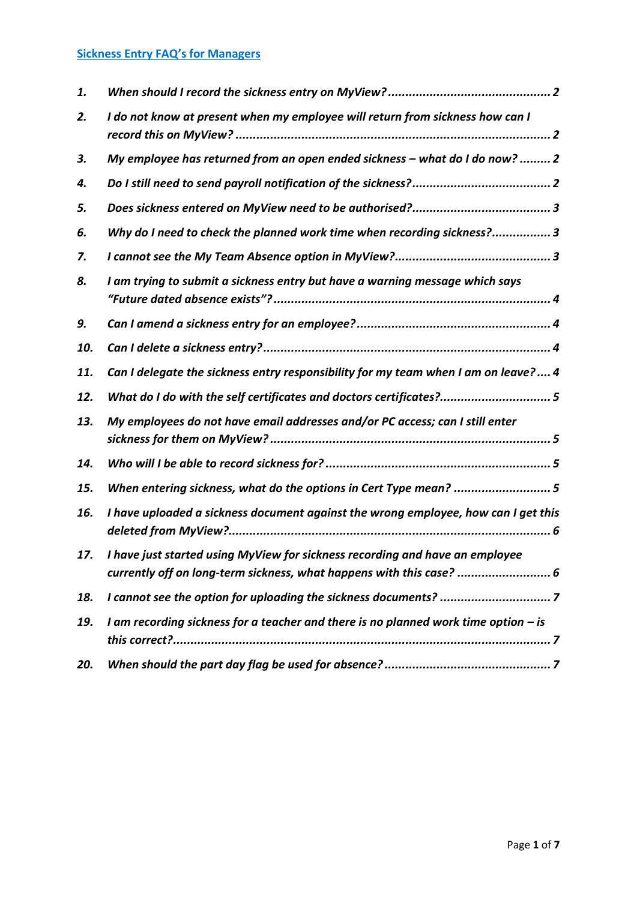# Sickness Entry FAQ's for Managers

1. *When should I record the sickness entry on MyView?* ... 2
2. *I do not know at present when my employee will return from sickness how can I record this on MyView?* ... 2
3. *My employee has returned from an open ended sickness – what do I do now?* ... 2
4. *Do I still need to send payroll notification of the sickness?* ... 2
5. *Does sickness entered on MyView need to be authorised?* ... 3
6. *Why do I need to check the planned work time when recording sickness?* ... 3
7. *I cannot see the My Team Absence option in MyView?* ... 3
8. *I am trying to submit a sickness entry but have a warning message which says "Future dated absence exists"?* ... 4
9. *Can I amend a sickness entry for an employee?* ... 4
10. *Can I delete a sickness entry?* ... 4
11. *Can I delegate the sickness entry responsibility for my team when I am on leave?* ... 4
12. *What do I do with the self certificates and doctors certificates?* ... 5
13. *My employees do not have email addresses and/or PC access; can I still enter sickness for them on MyView?* ... 5
14. *Who will I be able to record sickness for?* ... 5
15. *When entering sickness, what do the options in Cert Type mean?* ... 5
16. *I have uploaded a sickness document against the wrong employee, how can I get this deleted from MyView?* ... 6
17. *I have just started using MyView for sickness recording and have an employee currently off on long-term sickness, what happens with this case?* ... 6
18. *I cannot see the option for uploading the sickness documents?* ... 7
19. *I am recording sickness for a teacher and there is no planned work time option – is this correct?* ... 7
20. *When should the part day flag be used for absence?* ... 7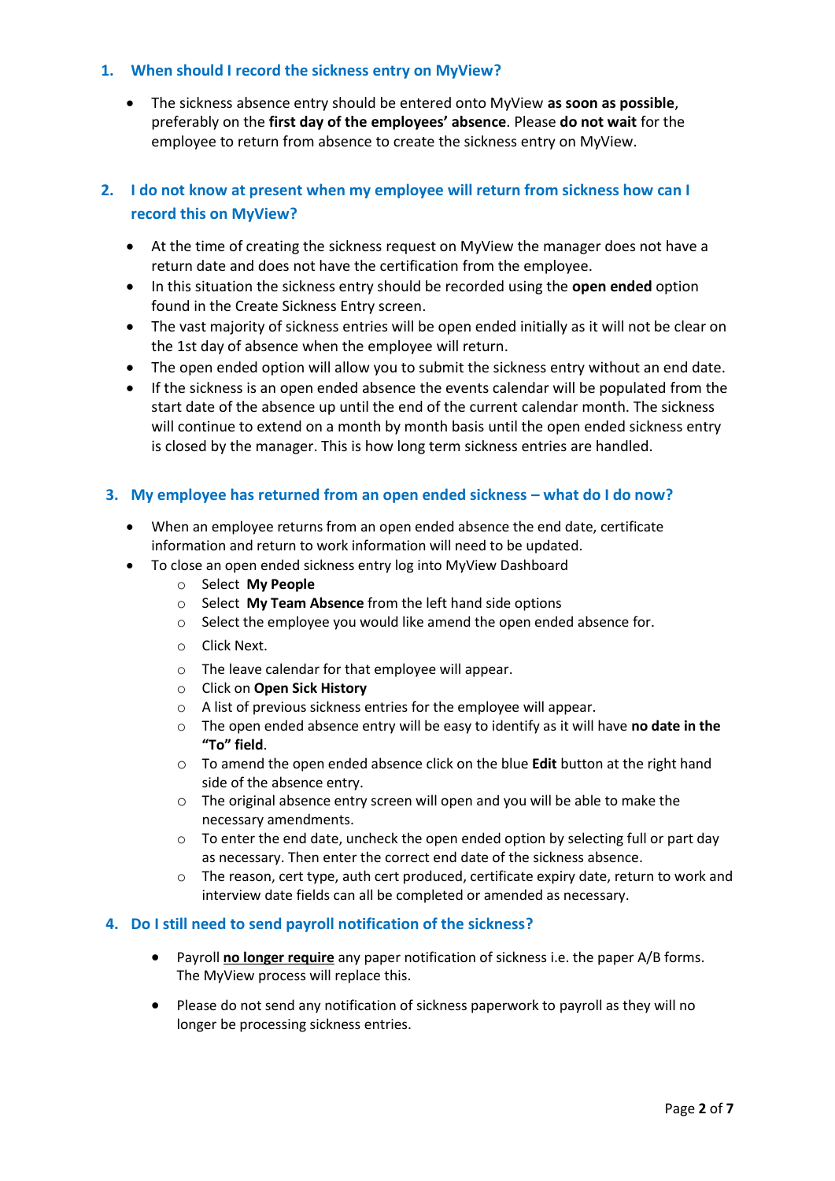## 1. When should I record the sickness entry on MyView?

- The sickness absence entry should be entered onto MyView **as soon as possible**, preferably on the **first day of the employees' absence**. Please **do not wait** for the employee to return from absence to create the sickness entry on MyView.

## 2. I do not know at present when my employee will return from sickness how can I record this on MyView?

- At the time of creating the sickness request on MyView the manager does not have a return date and does not have the certification from the employee.
- In this situation the sickness entry should be recorded using the **open ended** option found in the Create Sickness Entry screen.
- The vast majority of sickness entries will be open ended initially as it will not be clear on the 1st day of absence when the employee will return.
- The open ended option will allow you to submit the sickness entry without an end date.
- If the sickness is an open ended absence the events calendar will be populated from the start date of the absence up until the end of the current calendar month. The sickness will continue to extend on a month by month basis until the open ended sickness entry is closed by the manager. This is how long term sickness entries are handled.

## 3. My employee has returned from an open ended sickness – what do I do now?

- When an employee returns from an open ended absence the end date, certificate information and return to work information will need to be updated.
- To close an open ended sickness entry log into MyView Dashboard
  - Select **My People**
  - Select **My Team Absence** from the left hand side options
  - Select the employee you would like amend the open ended absence for.
  - Click Next.
  - The leave calendar for that employee will appear.
  - Click on **Open Sick History**
  - A list of previous sickness entries for the employee will appear.
  - The open ended absence entry will be easy to identify as it will have **no date in the "To" field**.
  - To amend the open ended absence click on the blue **Edit** button at the right hand side of the absence entry.
  - The original absence entry screen will open and you will be able to make the necessary amendments.
  - To enter the end date, uncheck the open ended option by selecting full or part day as necessary. Then enter the correct end date of the sickness absence.
  - The reason, cert type, auth cert produced, certificate expiry date, return to work and interview date fields can all be completed or amended as necessary.

## 4. Do I still need to send payroll notification of the sickness?

- Payroll **no longer require** any paper notification of sickness i.e. the paper A/B forms. The MyView process will replace this.
- Please do not send any notification of sickness paperwork to payroll as they will no longer be processing sickness entries.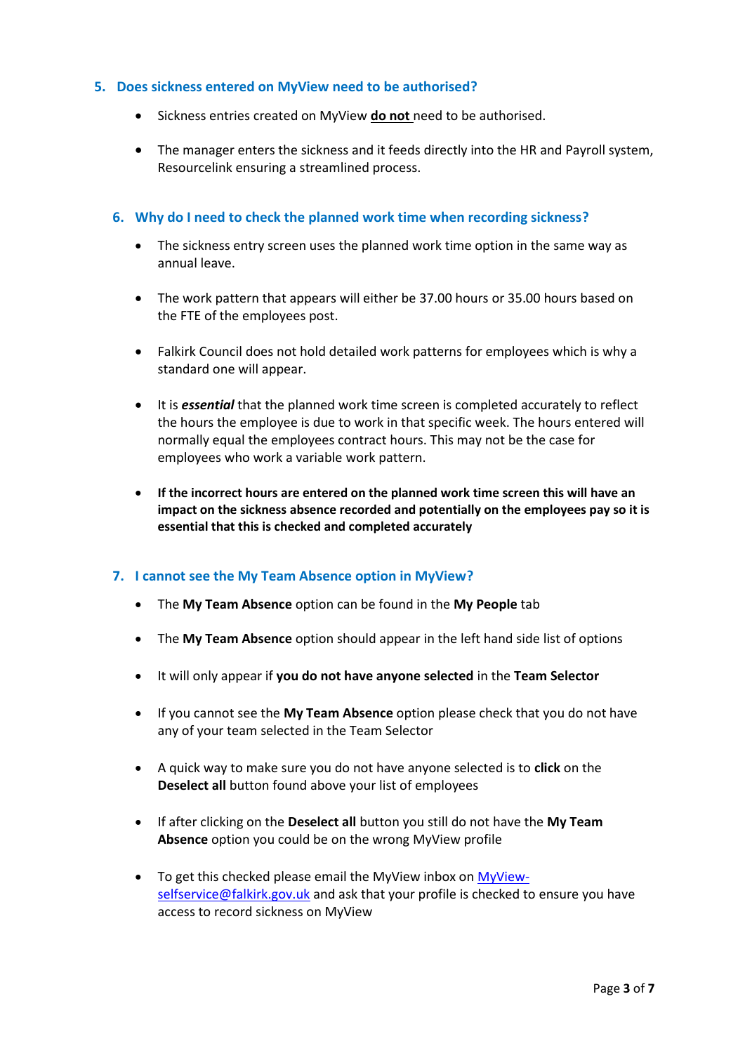## 5. Does sickness entered on MyView need to be authorised?

- Sickness entries created on MyView **<u>do not</u>** need to be authorised.
- The manager enters the sickness and it feeds directly into the HR and Payroll system, Resourcelink ensuring a streamlined process.

## 6. Why do I need to check the planned work time when recording sickness?

- The sickness entry screen uses the planned work time option in the same way as annual leave.
- The work pattern that appears will either be 37.00 hours or 35.00 hours based on the FTE of the employees post.
- Falkirk Council does not hold detailed work patterns for employees which is why a standard one will appear.
- It is ***essential*** that the planned work time screen is completed accurately to reflect the hours the employee is due to work in that specific week. The hours entered will normally equal the employees contract hours. This may not be the case for employees who work a variable work pattern.
- **If the incorrect hours are entered on the planned work time screen this will have an impact on the sickness absence recorded and potentially on the employees pay so it is essential that this is checked and completed accurately**

## 7. I cannot see the My Team Absence option in MyView?

- The **My Team Absence** option can be found in the **My People** tab
- The **My Team Absence** option should appear in the left hand side list of options
- It will only appear if **you do not have anyone selected** in the **Team Selector**
- If you cannot see the **My Team Absence** option please check that you do not have any of your team selected in the Team Selector
- A quick way to make sure you do not have anyone selected is to **click** on the **Deselect all** button found above your list of employees
- If after clicking on the **Deselect all** button you still do not have the **My Team Absence** option you could be on the wrong MyView profile
- To get this checked please email the MyView inbox on [MyView-selfservice@falkirk.gov.uk](mailto:MyView-selfservice@falkirk.gov.uk) and ask that your profile is checked to ensure you have access to record sickness on MyView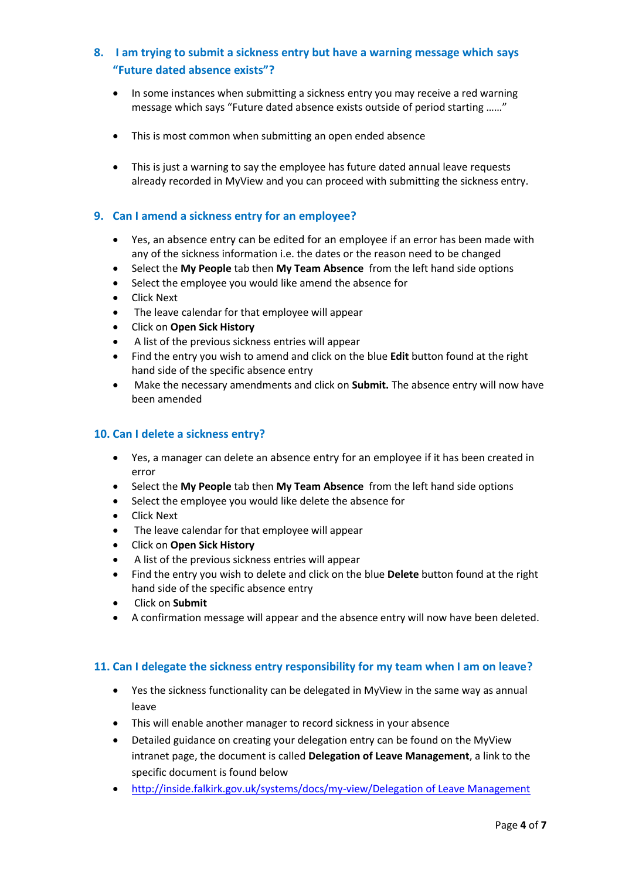## 8. I am trying to submit a sickness entry but have a warning message which says "Future dated absence exists"?

- In some instances when submitting a sickness entry you may receive a red warning message which says "Future dated absence exists outside of period starting ……"
- This is most common when submitting an open ended absence
- This is just a warning to say the employee has future dated annual leave requests already recorded in MyView and you can proceed with submitting the sickness entry.

## 9. Can I amend a sickness entry for an employee?

- Yes, an absence entry can be edited for an employee if an error has been made with any of the sickness information i.e. the dates or the reason need to be changed
- Select the **My People** tab then **My Team Absence** from the left hand side options
- Select the employee you would like amend the absence for
- Click Next
- The leave calendar for that employee will appear
- Click on **Open Sick History**
- A list of the previous sickness entries will appear
- Find the entry you wish to amend and click on the blue **Edit** button found at the right hand side of the specific absence entry
- Make the necessary amendments and click on **Submit.** The absence entry will now have been amended

## 10. Can I delete a sickness entry?

- Yes, a manager can delete an absence entry for an employee if it has been created in error
- Select the **My People** tab then **My Team Absence** from the left hand side options
- Select the employee you would like delete the absence for
- Click Next
- The leave calendar for that employee will appear
- Click on **Open Sick History**
- A list of the previous sickness entries will appear
- Find the entry you wish to delete and click on the blue **Delete** button found at the right hand side of the specific absence entry
- Click on **Submit**
- A confirmation message will appear and the absence entry will now have been deleted.

## 11. Can I delegate the sickness entry responsibility for my team when I am on leave?

- Yes the sickness functionality can be delegated in MyView in the same way as annual leave
- This will enable another manager to record sickness in your absence
- Detailed guidance on creating your delegation entry can be found on the MyView intranet page, the document is called **Delegation of Leave Management**, a link to the specific document is found below
- http://inside.falkirk.gov.uk/systems/docs/my-view/Delegation of Leave Management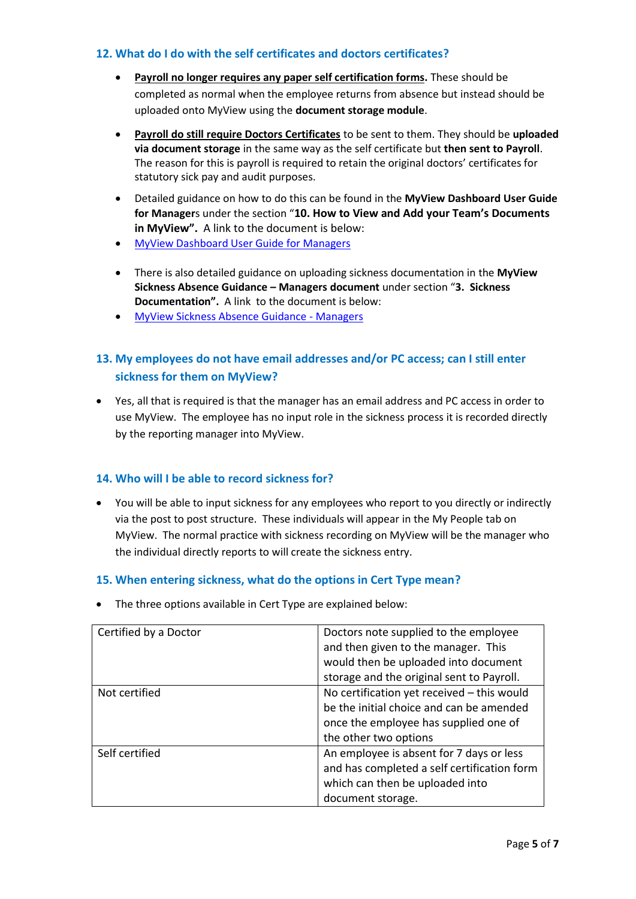### 12. What do I do with the self certificates and doctors certificates?

- **Payroll no longer requires any paper self certification forms.** These should be completed as normal when the employee returns from absence but instead should be uploaded onto MyView using the **document storage module**.
- **Payroll do still require Doctors Certificates** to be sent to them. They should be **uploaded via document storage** in the same way as the self certificate but **then sent to Payroll**. The reason for this is payroll is required to retain the original doctors' certificates for statutory sick pay and audit purposes.
- Detailed guidance on how to do this can be found in the **MyView Dashboard User Guide for Managers** under the section "**10. How to View and Add your Team's Documents in MyView".** A link to the document is below:
- MyView Dashboard User Guide for Managers

- There is also detailed guidance on uploading sickness documentation in the **MyView Sickness Absence Guidance – Managers document** under section "**3. Sickness Documentation".** A link to the document is below:
- MyView Sickness Absence Guidance - Managers

### 13. My employees do not have email addresses and/or PC access; can I still enter sickness for them on MyView?

- Yes, all that is required is that the manager has an email address and PC access in order to use MyView. The employee has no input role in the sickness process it is recorded directly by the reporting manager into MyView.

### 14. Who will I be able to record sickness for?

- You will be able to input sickness for any employees who report to you directly or indirectly via the post to post structure. These individuals will appear in the My People tab on MyView. The normal practice with sickness recording on MyView will be the manager who the individual directly reports to will create the sickness entry.

### 15. When entering sickness, what do the options in Cert Type mean?

- The three options available in Cert Type are explained below:

| | |
|---|---|
| Certified by a Doctor | Doctors note supplied to the employee and then given to the manager. This would then be uploaded into document storage and the original sent to Payroll. |
| Not certified | No certification yet received – this would be the initial choice and can be amended once the employee has supplied one of the other two options |
| Self certified | An employee is absent for 7 days or less and has completed a self certification form which can then be uploaded into document storage. |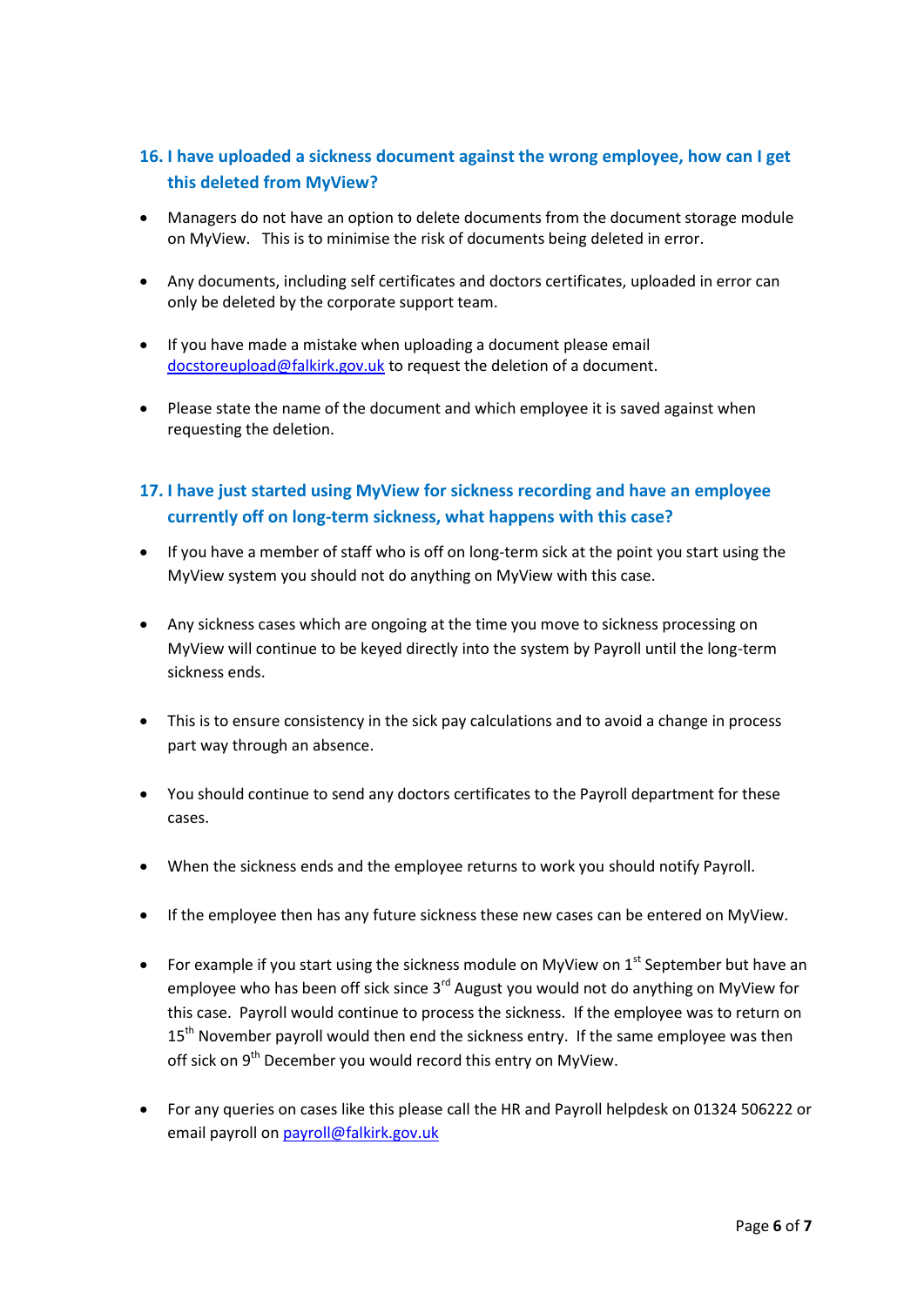## 16. I have uploaded a sickness document against the wrong employee, how can I get this deleted from MyView?

- Managers do not have an option to delete documents from the document storage module on MyView. This is to minimise the risk of documents being deleted in error.
- Any documents, including self certificates and doctors certificates, uploaded in error can only be deleted by the corporate support team.
- If you have made a mistake when uploading a document please email docstoreupload@falkirk.gov.uk to request the deletion of a document.
- Please state the name of the document and which employee it is saved against when requesting the deletion.

## 17. I have just started using MyView for sickness recording and have an employee currently off on long-term sickness, what happens with this case?

- If you have a member of staff who is off on long-term sick at the point you start using the MyView system you should not do anything on MyView with this case.
- Any sickness cases which are ongoing at the time you move to sickness processing on MyView will continue to be keyed directly into the system by Payroll until the long-term sickness ends.
- This is to ensure consistency in the sick pay calculations and to avoid a change in process part way through an absence.
- You should continue to send any doctors certificates to the Payroll department for these cases.
- When the sickness ends and the employee returns to work you should notify Payroll.
- If the employee then has any future sickness these new cases can be entered on MyView.
- For example if you start using the sickness module on MyView on 1st September but have an employee who has been off sick since 3rd August you would not do anything on MyView for this case. Payroll would continue to process the sickness. If the employee was to return on 15th November payroll would then end the sickness entry. If the same employee was then off sick on 9th December you would record this entry on MyView.
- For any queries on cases like this please call the HR and Payroll helpdesk on 01324 506222 or email payroll on payroll@falkirk.gov.uk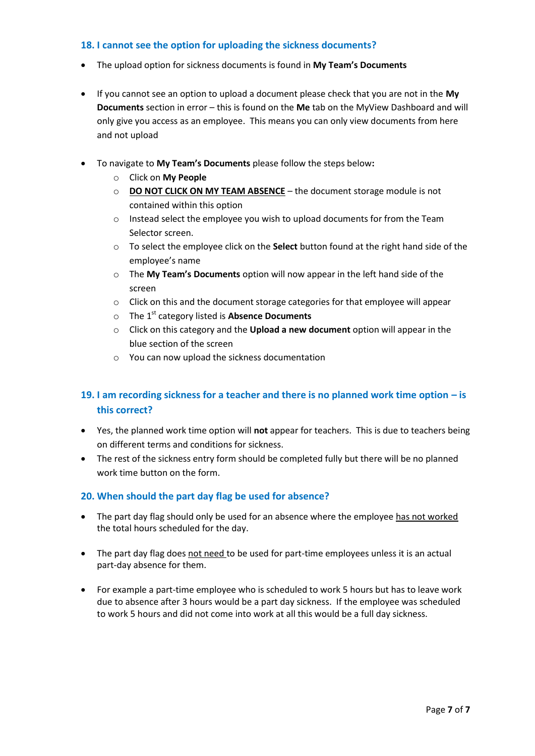## 18. I cannot see the option for uploading the sickness documents?

- The upload option for sickness documents is found in **My Team's Documents**

- If you cannot see an option to upload a document please check that you are not in the **My Documents** section in error – this is found on the **Me** tab on the MyView Dashboard and will only give you access as an employee. This means you can only view documents from here and not upload

- To navigate to **My Team's Documents** please follow the steps below**:**
  - Click on **My People**
  - <u>**DO NOT CLICK ON MY TEAM ABSENCE**</u> – the document storage module is not contained within this option
  - Instead select the employee you wish to upload documents for from the Team Selector screen.
  - To select the employee click on the **Select** button found at the right hand side of the employee's name
  - The **My Team's Documents** option will now appear in the left hand side of the screen
  - Click on this and the document storage categories for that employee will appear
  - The 1st category listed is **Absence Documents**
  - Click on this category and the **Upload a new document** option will appear in the blue section of the screen
  - You can now upload the sickness documentation

## 19. I am recording sickness for a teacher and there is no planned work time option – is this correct?

- Yes, the planned work time option will **not** appear for teachers. This is due to teachers being on different terms and conditions for sickness.
- The rest of the sickness entry form should be completed fully but there will be no planned work time button on the form.

## 20. When should the part day flag be used for absence?

- The part day flag should only be used for an absence where the employee <u>has not worked</u> the total hours scheduled for the day.

- The part day flag does <u>not need</u> to be used for part-time employees unless it is an actual part-day absence for them.

- For example a part-time employee who is scheduled to work 5 hours but has to leave work due to absence after 3 hours would be a part day sickness. If the employee was scheduled to work 5 hours and did not come into work at all this would be a full day sickness.